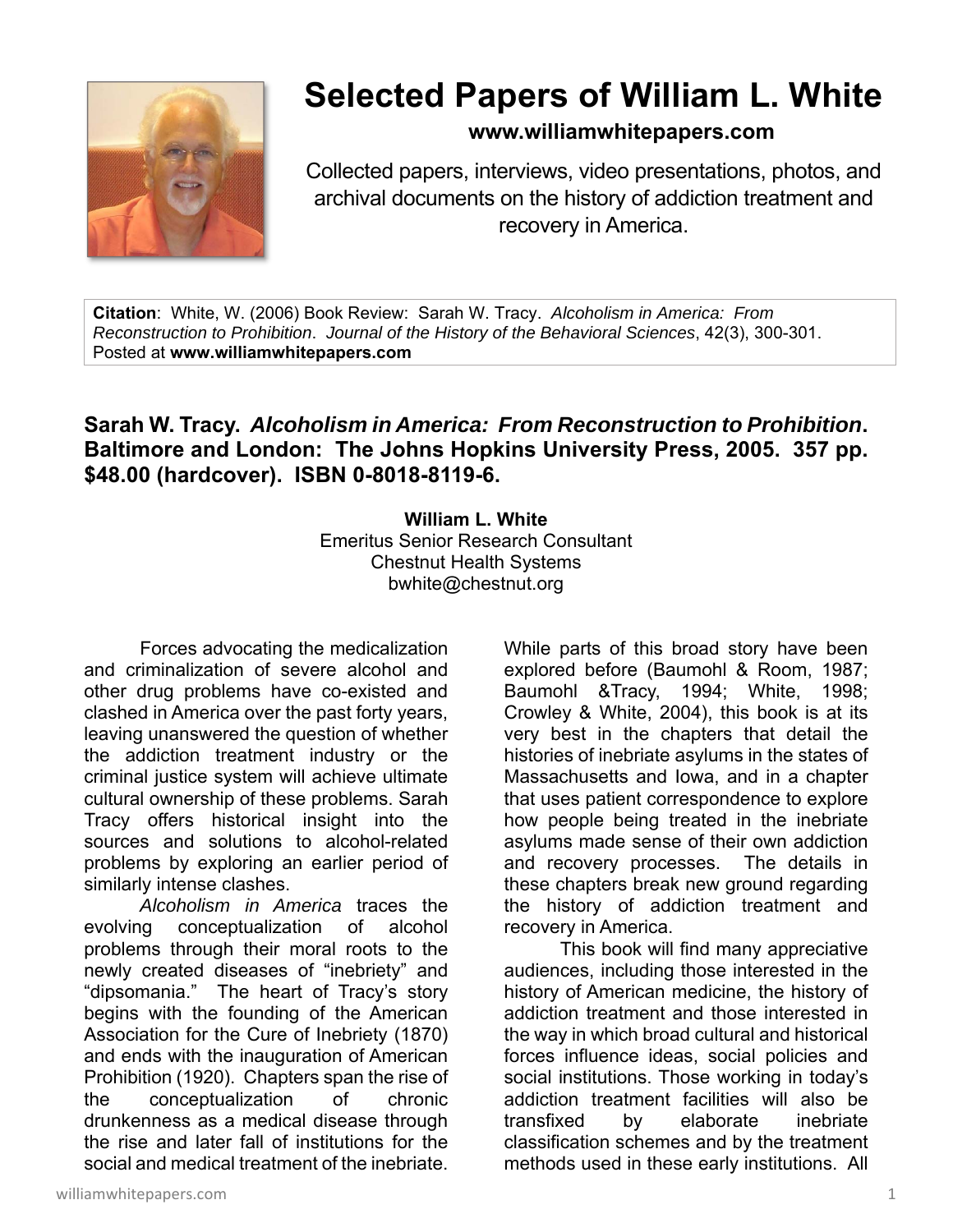# Selected Papers of William L. White

**www.williamwhitepapers.com**

Collected papers, interviews, video presentations, photos, and archival documents on the history of addiction treatment and recovery in America.

**Citation**: White, W. (2006) Book Review: Sarah W. Tracy. *Alcoholism in America: From Reconstruction to Prohibition*. *Journal of the History of the Behavioral Sciences*, 42(3), 300-301. Posted at **www.williamwhitepapers.com**

## Sarah W. Tracy. *Alcoholism in America: From Reconstruction to Prohibition*. Baltimore and London: The Johns Hopkins University Press, 2005. 357 pp. $48.00 (hardcover). ISBN 0-8018-8119-6.

**William L. White**
Emeritus Senior Research Consultant
Chestnut Health Systems
bwhite@chestnut.org

Forces advocating the medicalization and criminalization of severe alcohol and other drug problems have co-existed and clashed in America over the past forty years, leaving unanswered the question of whether the addiction treatment industry or the criminal justice system will achieve ultimate cultural ownership of these problems. Sarah Tracy offers historical insight into the sources and solutions to alcohol-related problems by exploring an earlier period of similarly intense clashes.

*Alcoholism in America* traces the evolving conceptualization of alcohol problems through their moral roots to the newly created diseases of "inebriety" and "dipsomania." The heart of Tracy's story begins with the founding of the American Association for the Cure of Inebriety (1870) and ends with the inauguration of American Prohibition (1920). Chapters span the rise of the conceptualization of chronic drunkenness as a medical disease through the rise and later fall of institutions for the social and medical treatment of the inebriate. While parts of this broad story have been explored before (Baumohl & Room, 1987; Baumohl &Tracy, 1994; White, 1998; Crowley & White, 2004), this book is at its very best in the chapters that detail the histories of inebriate asylums in the states of Massachusetts and Iowa, and in a chapter that uses patient correspondence to explore how people being treated in the inebriate asylums made sense of their own addiction and recovery processes. The details in these chapters break new ground regarding the history of addiction treatment and recovery in America.

This book will find many appreciative audiences, including those interested in the history of American medicine, the history of addiction treatment and those interested in the way in which broad cultural and historical forces influence ideas, social policies and social institutions. Those working in today's addiction treatment facilities will also be transfixed by elaborate inebriate classification schemes and by the treatment methods used in these early institutions. All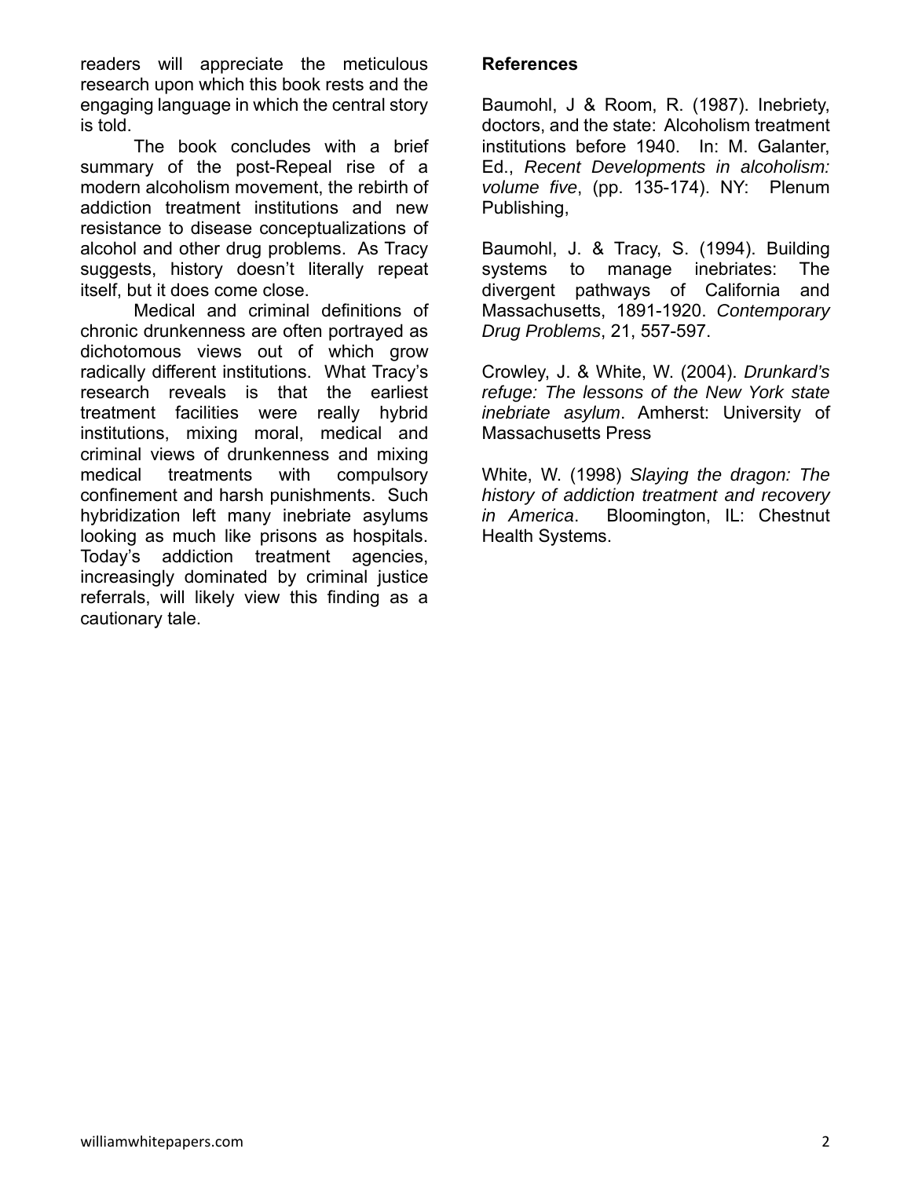readers will appreciate the meticulous research upon which this book rests and the engaging language in which the central story is told.

The book concludes with a brief summary of the post-Repeal rise of a modern alcoholism movement, the rebirth of addiction treatment institutions and new resistance to disease conceptualizations of alcohol and other drug problems. As Tracy suggests, history doesn't literally repeat itself, but it does come close.

Medical and criminal definitions of chronic drunkenness are often portrayed as dichotomous views out of which grow radically different institutions. What Tracy's research reveals is that the earliest treatment facilities were really hybrid institutions, mixing moral, medical and criminal views of drunkenness and mixing medical treatments with compulsory confinement and harsh punishments. Such hybridization left many inebriate asylums looking as much like prisons as hospitals. Today's addiction treatment agencies, increasingly dominated by criminal justice referrals, will likely view this finding as a cautionary tale.

**References**

Baumohl, J & Room, R. (1987). Inebriety, doctors, and the state: Alcoholism treatment institutions before 1940. In: M. Galanter, Ed., *Recent Developments in alcoholism: volume five*, (pp. 135-174). NY: Plenum Publishing,

Baumohl, J. & Tracy, S. (1994). Building systems to manage inebriates: The divergent pathways of California and Massachusetts, 1891-1920. *Contemporary Drug Problems*, 21, 557-597.

Crowley, J. & White, W. (2004). *Drunkard's refuge: The lessons of the New York state inebriate asylum*. Amherst: University of Massachusetts Press

White, W. (1998) *Slaying the dragon: The history of addiction treatment and recovery in America*. Bloomington, IL: Chestnut Health Systems.